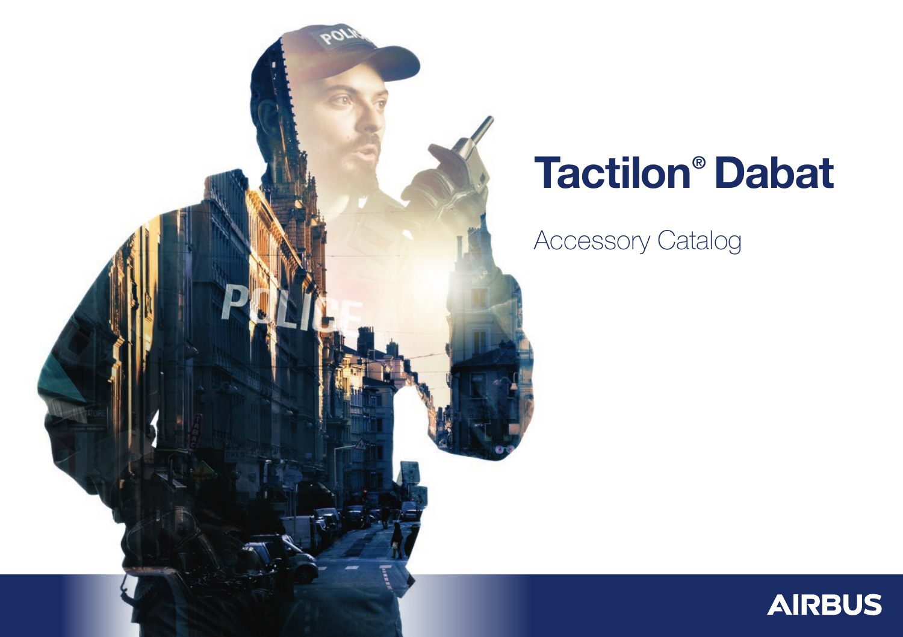# Tactilon® Dabat

Accessory Catalog

AIRBUS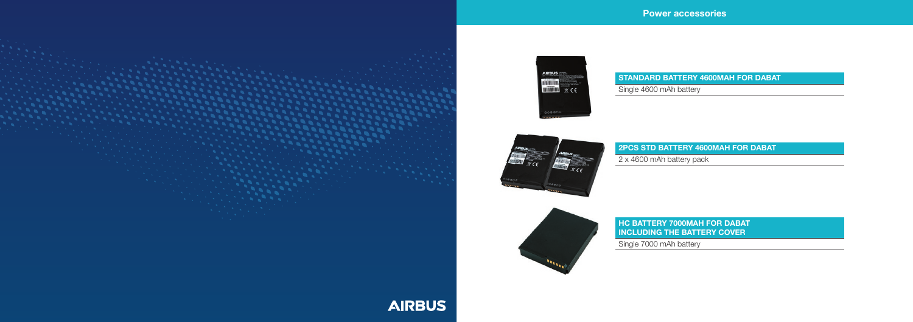## Power accessories

### STANDARD BATTERY 4600MAH FOR DABAT

Single 4600 mAh battery

### 2PCS STD BATTERY 4600MAH FOR DABAT

2 x 4600 mAh battery pack

### HC BATTERY 7000MAH FOR DABAT INCLUDING THE BATTERY COVER

Single 7000 mAh battery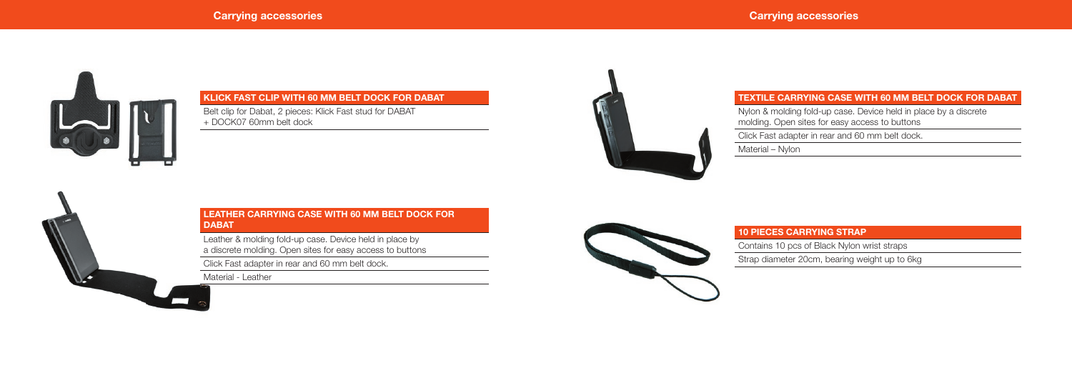## KLICK FAST CLIP WITH 60 MM BELT DOCK FOR DABAT

Belt clip for Dabat, 2 pieces: Klick Fast stud for DABAT + DOCK07 60mm belt dock

## LEATHER CARRYING CASE WITH 60 MM BELT DOCK FOR DABAT

Leather & molding fold-up case. Device held in place by a discrete molding. Open sites for easy access to buttons

Click Fast adapter in rear and 60 mm belt dock.

Material - Leather

## TEXTILE CARRYING CASE WITH 60 MM BELT DOCK FOR DABAT

Nylon & molding fold-up case. Device held in place by a discrete molding. Open sites for easy access to buttons

Click Fast adapter in rear and 60 mm belt dock.

Material – Nylon

## 10 PIECES CARRYING STRAP

Contains 10 pcs of Black Nylon wrist straps

Strap diameter 20cm, bearing weight up to 6kg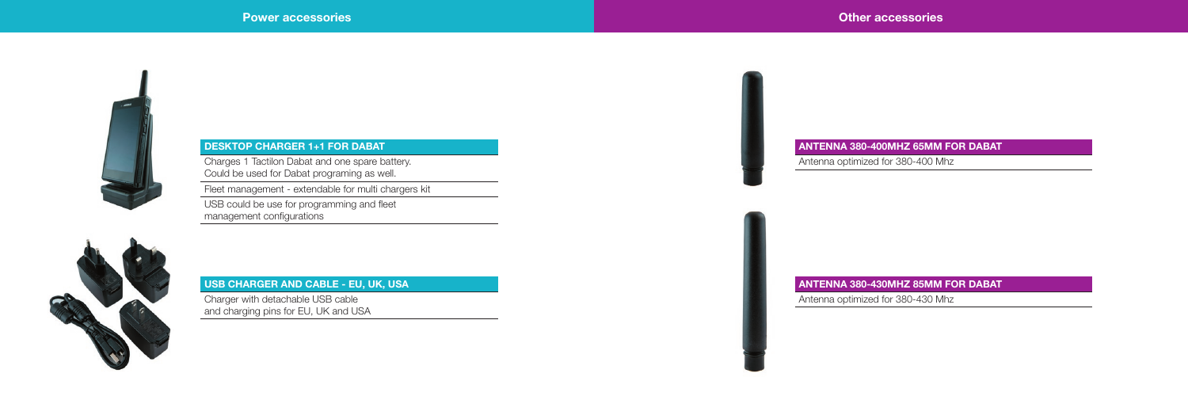## Power accessories

### DESKTOP CHARGER 1+1 FOR DABAT

Charges 1 Tactilon Dabat and one spare battery.
Could be used for Dabat programing as well.

Fleet management - extendable for multi chargers kit

USB could be use for programming and fleet management configurations

### USB CHARGER AND CABLE - EU, UK, USA

Charger with detachable USB cable and charging pins for EU, UK and USA

## Other accessories

### ANTENNA 380-400MHZ 65MM FOR DABAT

Antenna optimized for 380-400 Mhz

### ANTENNA 380-430MHZ 85MM FOR DABAT

Antenna optimized for 380-430 Mhz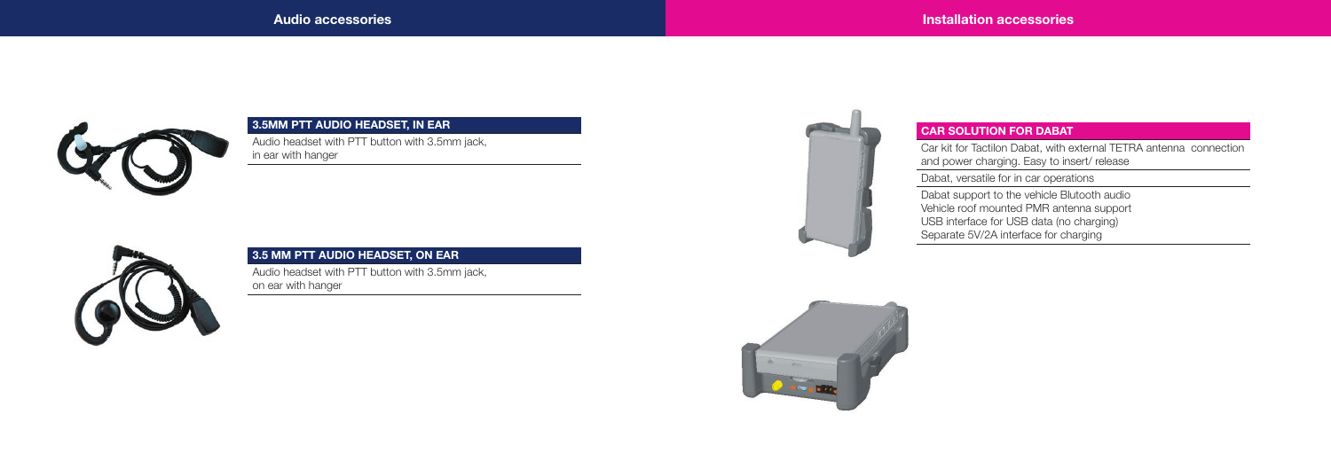## Audio accessories

### 3.5MM PTT AUDIO HEADSET, IN EAR

Audio headset with PTT button with 3.5mm jack, in ear with hanger

### 3.5 MM PTT AUDIO HEADSET, ON EAR

Audio headset with PTT button with 3.5mm jack, on ear with hanger

## Installation accessories

### CAR SOLUTION FOR DABAT

Car kit for Tactilon Dabat, with external TETRA antenna connection and power charging. Easy to insert/ release

Dabat, versatile for in car operations

Dabat support to the vehicle Blutooth audio
Vehicle roof mounted PMR antenna support
USB interface for USB data (no charging)
Separate 5V/2A interface for charging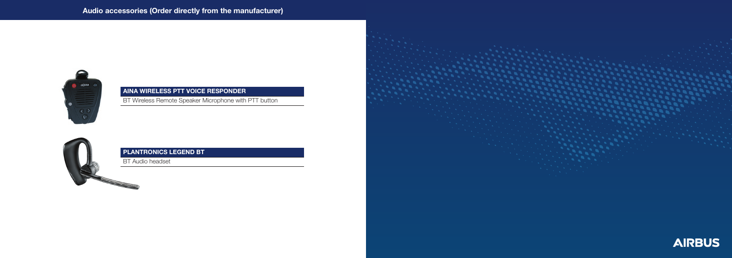## Audio accessories (Order directly from the manufacturer)

### AINA WIRELESS PTT VOICE RESPONDER

BT Wireless Remote Speaker Microphone with PTT button

### PLANTRONICS LEGEND BT

BT Audio headset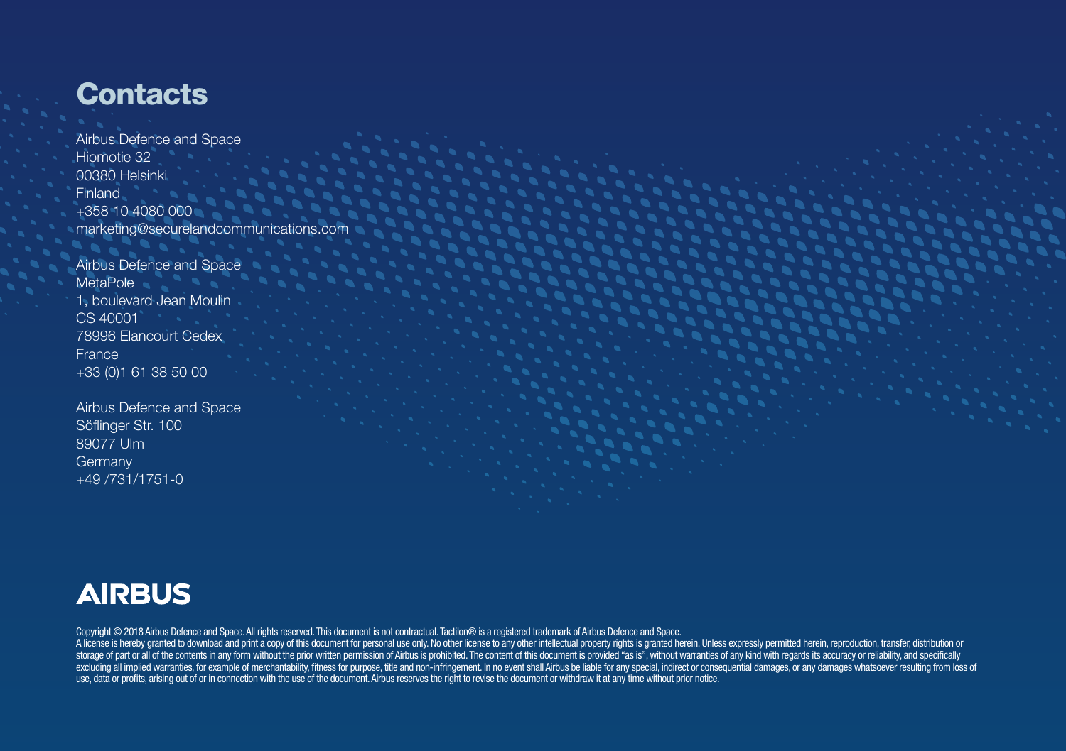# Contacts

Airbus Defence and Space
Hiomotie 32
00380 Helsinki
Finland
+358 10 4080 000
marketing@securelandcommunications.com

Airbus Defence and Space
MetaPole
1, boulevard Jean Moulin
CS 40001
78996 Elancourt Cedex
France
+33 (0)1 61 38 50 00

Airbus Defence and Space
Söflinger Str. 100
89077 Ulm
Germany
+49 /731/1751-0

AIRBUS

Copyright © 2018 Airbus Defence and Space. All rights reserved. This document is not contractual. Tactilon® is a registered trademark of Airbus Defence and Space.
A license is hereby granted to download and print a copy of this document for personal use only. No other license to any other intellectual property rights is granted herein. Unless expressly permitted herein, reproduction, transfer, distribution or storage of part or all of the contents in any form without the prior written permission of Airbus is prohibited. The content of this document is provided "as is", without warranties of any kind with regards its accuracy or reliability, and specifically excluding all implied warranties, for example of merchantability, fitness for purpose, title and non-infringement. In no event shall Airbus be liable for any special, indirect or consequential damages, or any damages whatsoever resulting from loss of use, data or profits, arising out of or in connection with the use of the document. Airbus reserves the right to revise the document or withdraw it at any time without prior notice.